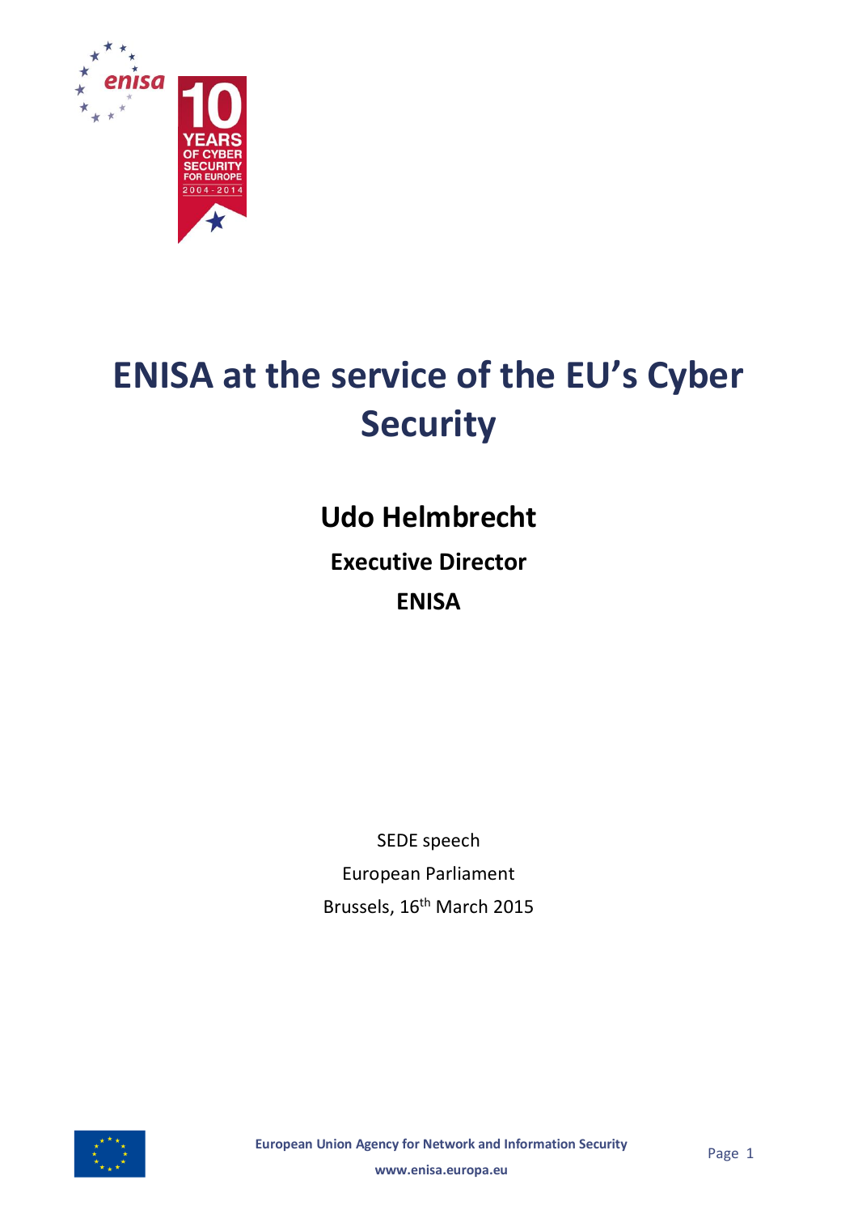# ENISA at the service of the EU's Cyber Security

## Udo Helmbrecht

### Executive Director

### ENISA

SEDE speech

European Parliament

Brussels, 16th March 2015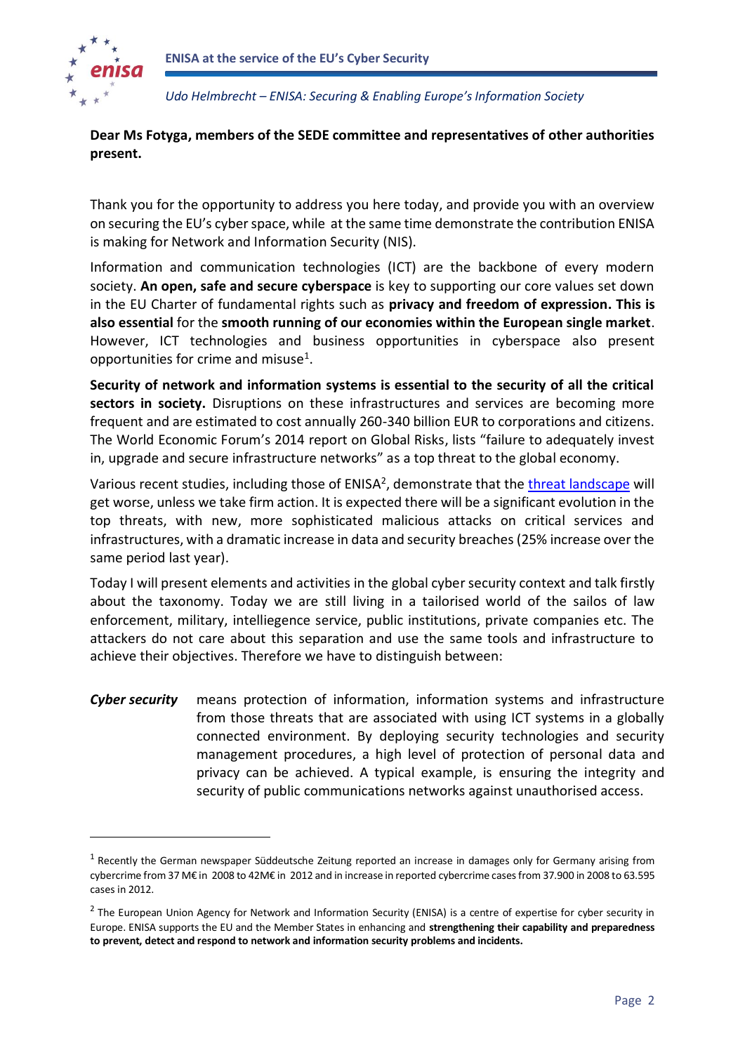**Dear Ms Fotyga, members of the SEDE committee and representatives of other authorities present.**

Thank you for the opportunity to address you here today, and provide you with an overview on securing the EU's cyber space, while at the same time demonstrate the contribution ENISA is making for Network and Information Security (NIS).

Information and communication technologies (ICT) are the backbone of every modern society. **An open, safe and secure cyberspace** is key to supporting our core values set down in the EU Charter of fundamental rights such as **privacy and freedom of expression. This is also essential** for the **smooth running of our economies within the European single market**. However, ICT technologies and business opportunities in cyberspace also present opportunities for crime and misuse[1].

**Security of network and information systems is essential to the security of all the critical sectors in society.** Disruptions on these infrastructures and services are becoming more frequent and are estimated to cost annually 260-340 billion EUR to corporations and citizens. The World Economic Forum's 2014 report on Global Risks, lists "failure to adequately invest in, upgrade and secure infrastructure networks" as a top threat to the global economy.

Various recent studies, including those of ENISA[2], demonstrate that the threat landscape will get worse, unless we take firm action. It is expected there will be a significant evolution in the top threats, with new, more sophisticated malicious attacks on critical services and infrastructures, with a dramatic increase in data and security breaches (25% increase over the same period last year).

Today I will present elements and activities in the global cyber security context and talk firstly about the taxonomy. Today we are still living in a tailorised world of the sailos of law enforcement, military, intelliegence service, public institutions, private companies etc. The attackers do not care about this separation and use the same tools and infrastructure to achieve their objectives. Therefore we have to distinguish between:

***Cyber security*** means protection of information, information systems and infrastructure from those threats that are associated with using ICT systems in a globally connected environment. By deploying security technologies and security management procedures, a high level of protection of personal data and privacy can be achieved. A typical example, is ensuring the integrity and security of public communications networks against unauthorised access.

---

[1] Recently the German newspaper Süddeutsche Zeitung reported an increase in damages only for Germany arising from cybercrime from 37 M€ in 2008 to 42M€ in 2012 and in increase in reported cybercrime cases from 37.900 in 2008 to 63.595 cases in 2012.

[2] The European Union Agency for Network and Information Security (ENISA) is a centre of expertise for cyber security in Europe. ENISA supports the EU and the Member States in enhancing and **strengthening their capability and preparedness to prevent, detect and respond to network and information security problems and incidents.**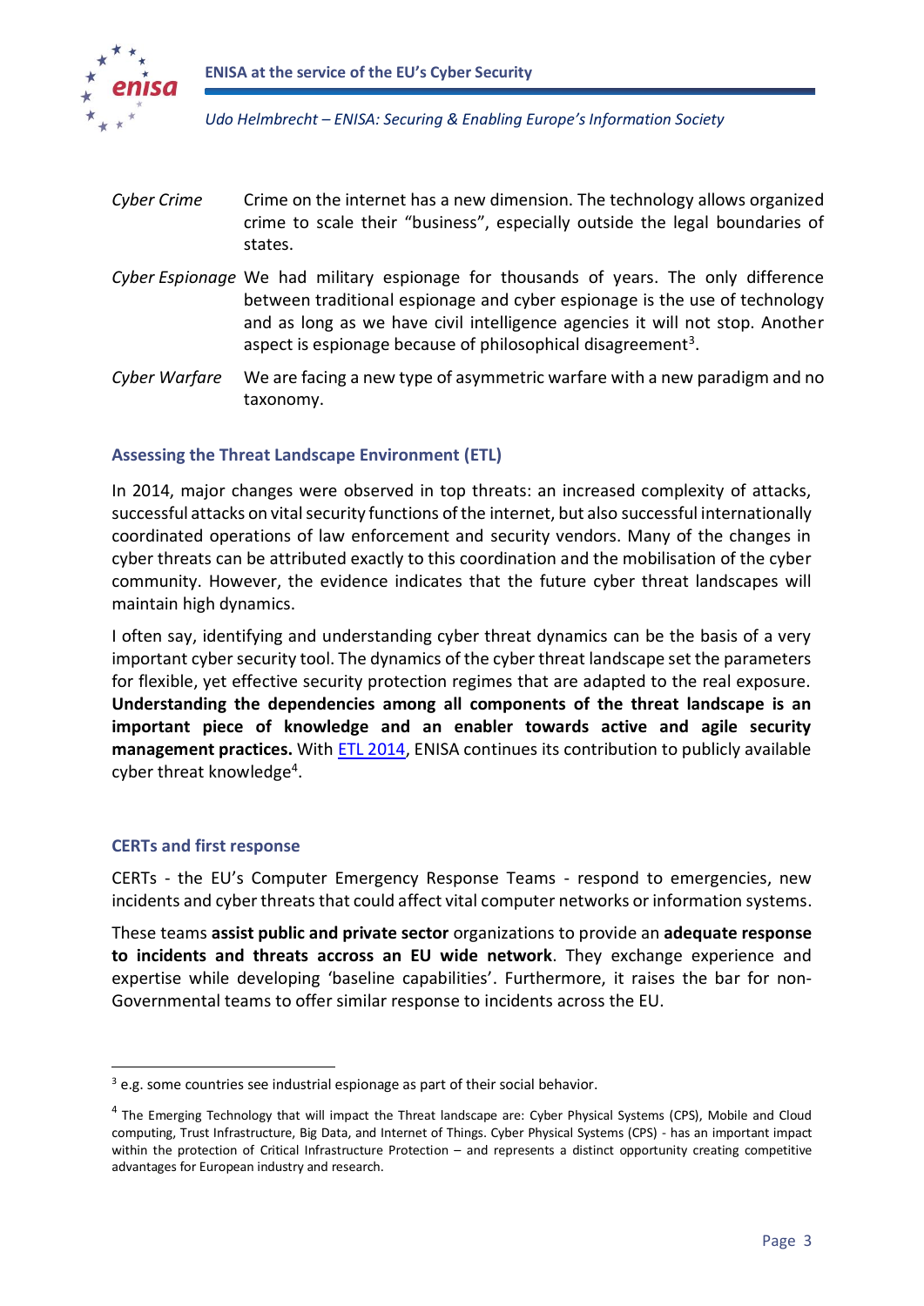*Cyber Crime* Crime on the internet has a new dimension. The technology allows organized crime to scale their "business", especially outside the legal boundaries of states.

*Cyber Espionage* We had military espionage for thousands of years. The only difference between traditional espionage and cyber espionage is the use of technology and as long as we have civil intelligence agencies it will not stop. Another aspect is espionage because of philosophical disagreement[3].

*Cyber Warfare* We are facing a new type of asymmetric warfare with a new paradigm and no taxonomy.

### Assessing the Threat Landscape Environment (ETL)

In 2014, major changes were observed in top threats: an increased complexity of attacks, successful attacks on vital security functions of the internet, but also successful internationally coordinated operations of law enforcement and security vendors. Many of the changes in cyber threats can be attributed exactly to this coordination and the mobilisation of the cyber community. However, the evidence indicates that the future cyber threat landscapes will maintain high dynamics.

I often say, identifying and understanding cyber threat dynamics can be the basis of a very important cyber security tool. The dynamics of the cyber threat landscape set the parameters for flexible, yet effective security protection regimes that are adapted to the real exposure. **Understanding the dependencies among all components of the threat landscape is an important piece of knowledge and an enabler towards active and agile security management practices.** With ETL 2014, ENISA continues its contribution to publicly available cyber threat knowledge[4].

### CERTs and first response

CERTs - the EU's Computer Emergency Response Teams - respond to emergencies, new incidents and cyber threats that could affect vital computer networks or information systems.

These teams **assist public and private sector** organizations to provide an **adequate response to incidents and threats accross an EU wide network**. They exchange experience and expertise while developing 'baseline capabilities'. Furthermore, it raises the bar for non-Governmental teams to offer similar response to incidents across the EU.

---

[3] e.g. some countries see industrial espionage as part of their social behavior.

[4] The Emerging Technology that will impact the Threat landscape are: Cyber Physical Systems (CPS), Mobile and Cloud computing, Trust Infrastructure, Big Data, and Internet of Things. Cyber Physical Systems (CPS) - has an important impact within the protection of Critical Infrastructure Protection – and represents a distinct opportunity creating competitive advantages for European industry and research.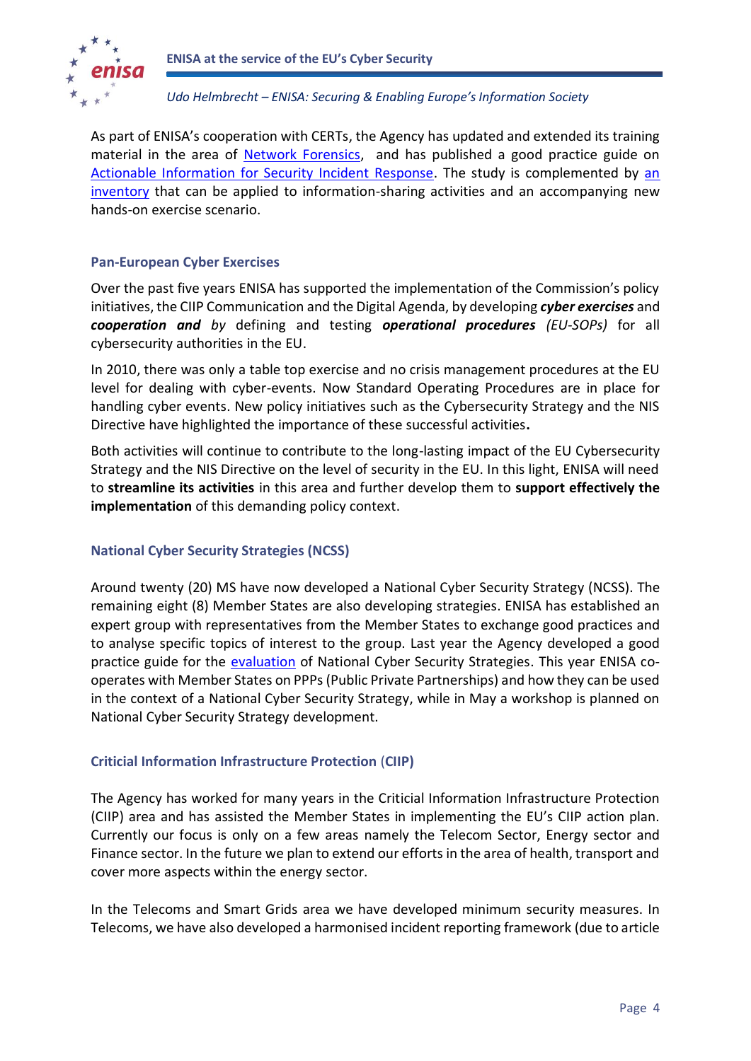As part of ENISA's cooperation with CERTs, the Agency has updated and extended its training material in the area of Network Forensics, and has published a good practice guide on Actionable Information for Security Incident Response. The study is complemented by an inventory that can be applied to information-sharing activities and an accompanying new hands-on exercise scenario.

### Pan-European Cyber Exercises

Over the past five years ENISA has supported the implementation of the Commission's policy initiatives, the CIIP Communication and the Digital Agenda, by developing ***cyber exercises*** and ***cooperation and*** *by* defining and testing ***operational procedures*** *(EU-SOPs)* for all cybersecurity authorities in the EU.

In 2010, there was only a table top exercise and no crisis management procedures at the EU level for dealing with cyber-events. Now Standard Operating Procedures are in place for handling cyber events. New policy initiatives such as the Cybersecurity Strategy and the NIS Directive have highlighted the importance of these successful activities**.**

Both activities will continue to contribute to the long-lasting impact of the EU Cybersecurity Strategy and the NIS Directive on the level of security in the EU. In this light, ENISA will need to **streamline its activities** in this area and further develop them to **support effectively the implementation** of this demanding policy context.

### National Cyber Security Strategies (NCSS)

Around twenty (20) MS have now developed a National Cyber Security Strategy (NCSS). The remaining eight (8) Member States are also developing strategies. ENISA has established an expert group with representatives from the Member States to exchange good practices and to analyse specific topics of interest to the group. Last year the Agency developed a good practice guide for the evaluation of National Cyber Security Strategies. This year ENISA co-operates with Member States on PPPs (Public Private Partnerships) and how they can be used in the context of a National Cyber Security Strategy, while in May a workshop is planned on National Cyber Security Strategy development.

### Criticial Information Infrastructure Protection (CIIP)

The Agency has worked for many years in the Criticial Information Infrastructure Protection (CIIP) area and has assisted the Member States in implementing the EU's CIIP action plan. Currently our focus is only on a few areas namely the Telecom Sector, Energy sector and Finance sector. In the future we plan to extend our efforts in the area of health, transport and cover more aspects within the energy sector.

In the Telecoms and Smart Grids area we have developed minimum security measures. In Telecoms, we have also developed a harmonised incident reporting framework (due to article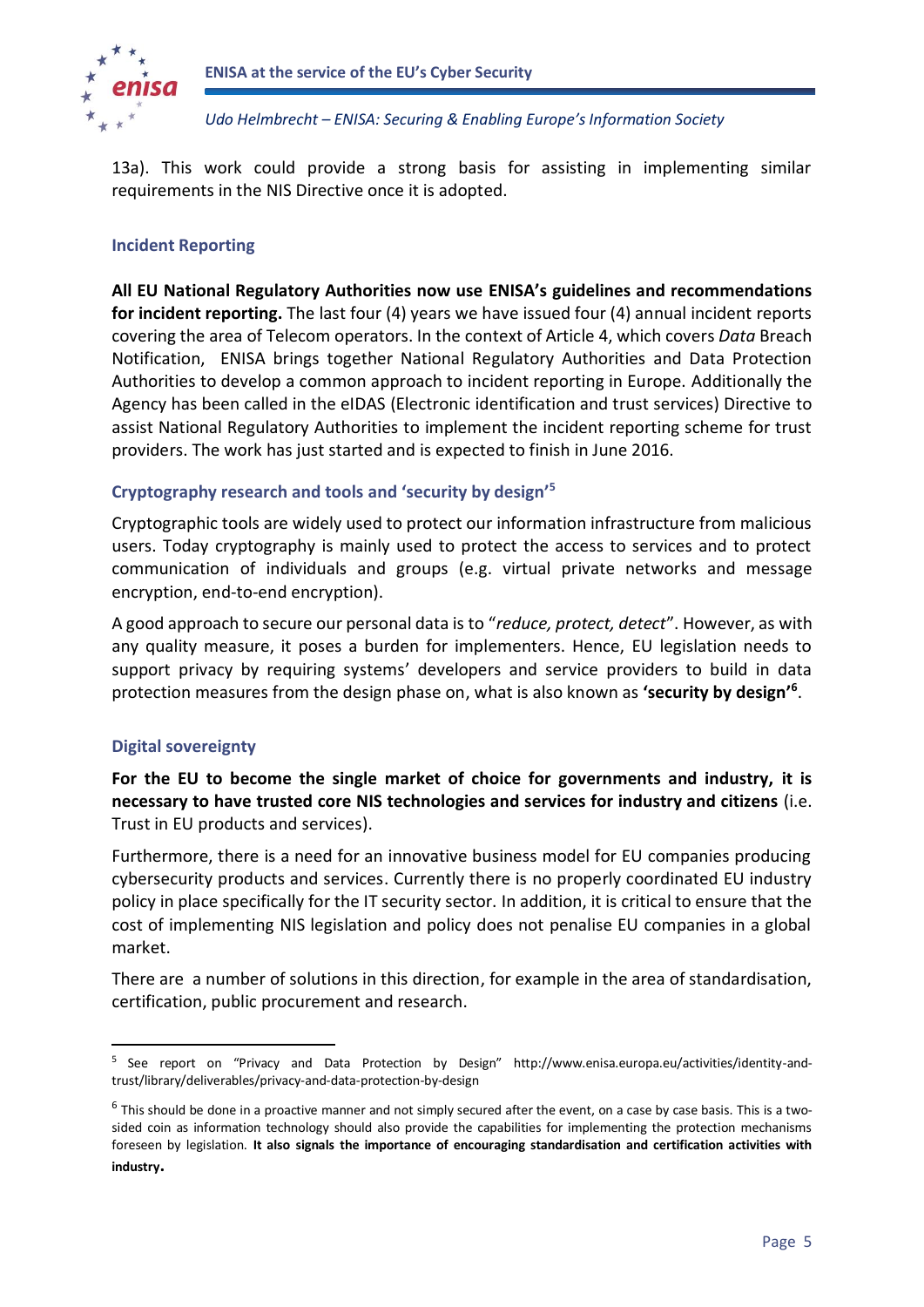13a). This work could provide a strong basis for assisting in implementing similar requirements in the NIS Directive once it is adopted.

### Incident Reporting

**All EU National Regulatory Authorities now use ENISA's guidelines and recommendations for incident reporting.** The last four (4) years we have issued four (4) annual incident reports covering the area of Telecom operators. In the context of Article 4, which covers *Data* Breach Notification, ENISA brings together National Regulatory Authorities and Data Protection Authorities to develop a common approach to incident reporting in Europe. Additionally the Agency has been called in the eIDAS (Electronic identification and trust services) Directive to assist National Regulatory Authorities to implement the incident reporting scheme for trust providers. The work has just started and is expected to finish in June 2016.

### Cryptography research and tools and 'security by design'[5]

Cryptographic tools are widely used to protect our information infrastructure from malicious users. Today cryptography is mainly used to protect the access to services and to protect communication of individuals and groups (e.g. virtual private networks and message encryption, end-to-end encryption).

A good approach to secure our personal data is to "*reduce, protect, detect*". However, as with any quality measure, it poses a burden for implementers. Hence, EU legislation needs to support privacy by requiring systems' developers and service providers to build in data protection measures from the design phase on, what is also known as **'security by design'[6]**.

### Digital sovereignty

**For the EU to become the single market of choice for governments and industry, it is necessary to have trusted core NIS technologies and services for industry and citizens** (i.e. Trust in EU products and services).

Furthermore, there is a need for an innovative business model for EU companies producing cybersecurity products and services. Currently there is no properly coordinated EU industry policy in place specifically for the IT security sector. In addition, it is critical to ensure that the cost of implementing NIS legislation and policy does not penalise EU companies in a global market.

There are a number of solutions in this direction, for example in the area of standardisation, certification, public procurement and research.

---

[5] See report on "Privacy and Data Protection by Design" http://www.enisa.europa.eu/activities/identity-and-trust/library/deliverables/privacy-and-data-protection-by-design

[6] This should be done in a proactive manner and not simply secured after the event, on a case by case basis. This is a two-sided coin as information technology should also provide the capabilities for implementing the protection mechanisms foreseen by legislation. **It also signals the importance of encouraging standardisation and certification activities with industry.**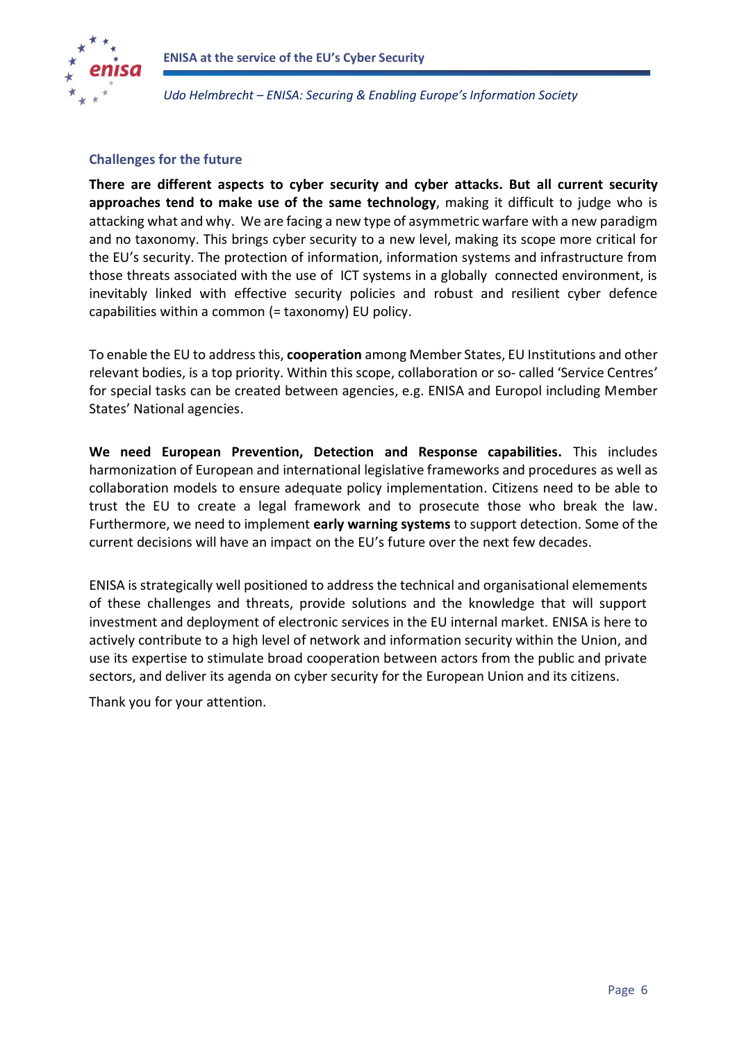## Challenges for the future

**There are different aspects to cyber security and cyber attacks. But all current security approaches tend to make use of the same technology**, making it difficult to judge who is attacking what and why. We are facing a new type of asymmetric warfare with a new paradigm and no taxonomy. This brings cyber security to a new level, making its scope more critical for the EU's security. The protection of information, information systems and infrastructure from those threats associated with the use of ICT systems in a globally connected environment, is inevitably linked with effective security policies and robust and resilient cyber defence capabilities within a common (= taxonomy) EU policy.

To enable the EU to address this, **cooperation** among Member States, EU Institutions and other relevant bodies, is a top priority. Within this scope, collaboration or so- called 'Service Centres' for special tasks can be created between agencies, e.g. ENISA and Europol including Member States' National agencies.

**We need European Prevention, Detection and Response capabilities.** This includes harmonization of European and international legislative frameworks and procedures as well as collaboration models to ensure adequate policy implementation. Citizens need to be able to trust the EU to create a legal framework and to prosecute those who break the law. Furthermore, we need to implement **early warning systems** to support detection. Some of the current decisions will have an impact on the EU's future over the next few decades.

ENISA is strategically well positioned to address the technical and organisational elements of these challenges and threats, provide solutions and the knowledge that will support investment and deployment of electronic services in the EU internal market. ENISA is here to actively contribute to a high level of network and information security within the Union, and use its expertise to stimulate broad cooperation between actors from the public and private sectors, and deliver its agenda on cyber security for the European Union and its citizens.

Thank you for your attention.